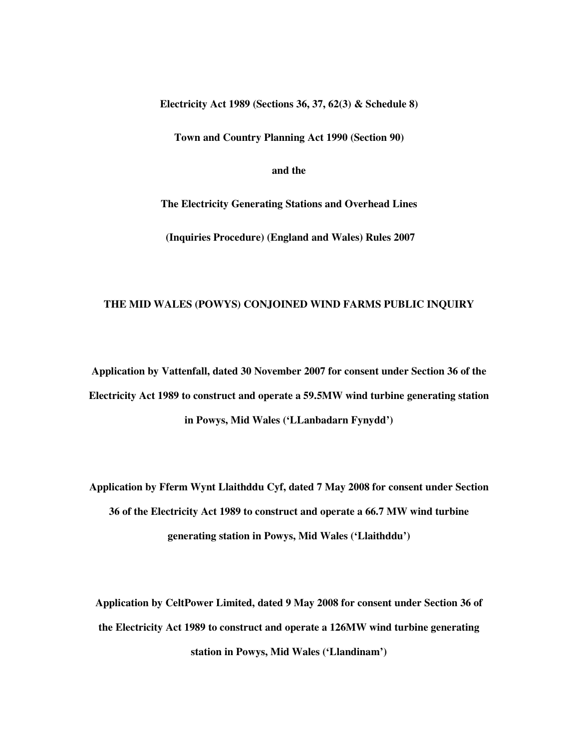**Electricity Act 1989 (Sections 36, 37, 62(3) & Schedule 8)**

**Town and Country Planning Act 1990 (Section 90)**

**and the**

**The Electricity Generating Stations and Overhead Lines**

**(Inquiries Procedure) (England and Wales) Rules 2007**

# THE MID WALES (POWYS) CONJOINED WIND FARMS PUBLIC INQUIRY

**Application by Vattenfall, dated 30 November 2007 for consent under Section 36 of the Electricity Act 1989 to construct and operate a 59.5MW wind turbine generating station in Powys, Mid Wales ('LLanbadarn Fynydd')**

**Application by Fferm Wynt Llaithddu Cyf, dated 7 May 2008 for consent under Section 36 of the Electricity Act 1989 to construct and operate a 66.7 MW wind turbine generating station in Powys, Mid Wales ('Llaithddu')**

**Application by CeltPower Limited, dated 9 May 2008 for consent under Section 36 of the Electricity Act 1989 to construct and operate a 126MW wind turbine generating station in Powys, Mid Wales ('Llandinam')**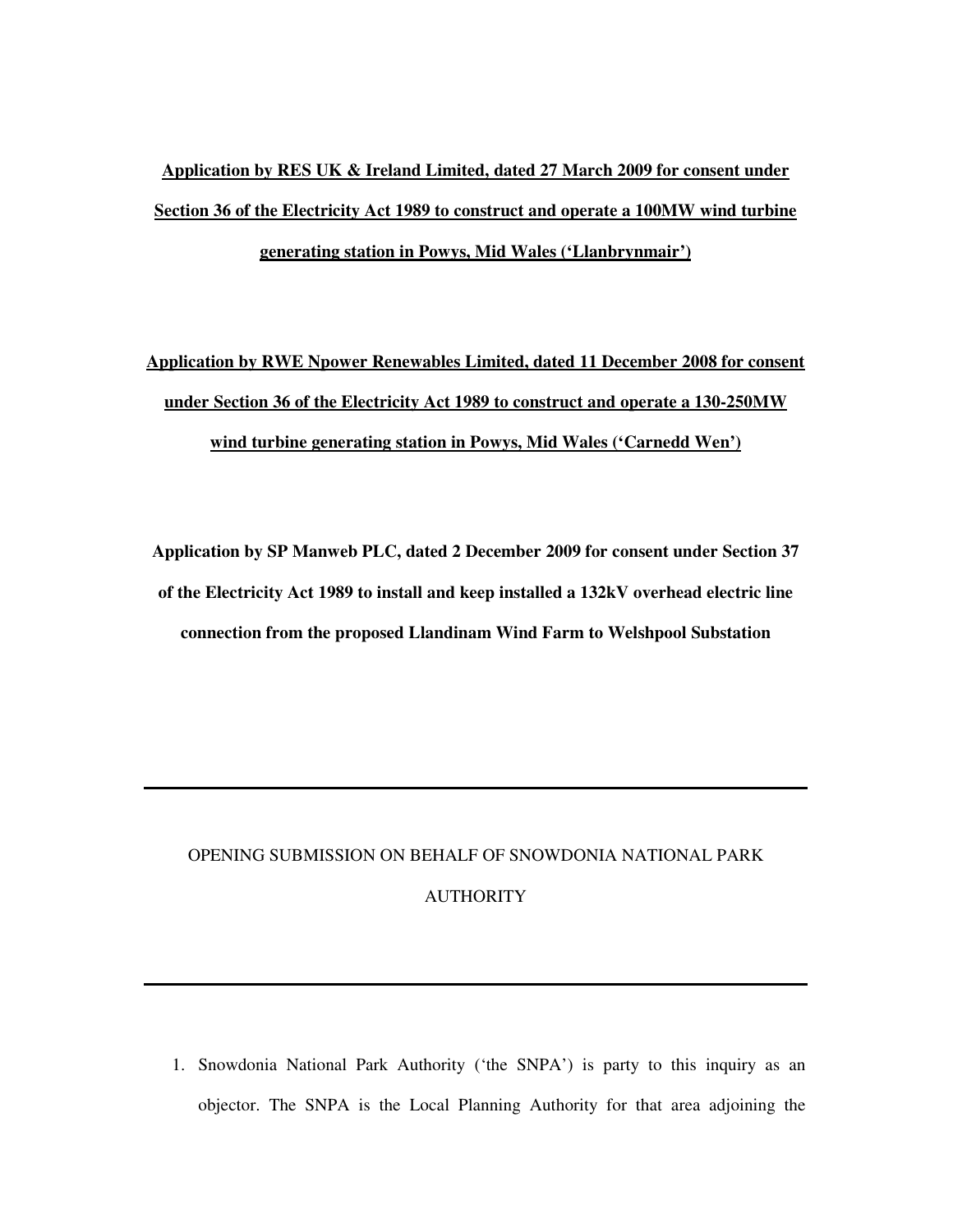**<u>Application by RES UK & Ireland Limited, dated 27 March 2009 for consent under Section 36 of the Electricity Act 1989 to construct and operate a 100MW wind turbine generating station in Powys, Mid Wales ('Llanbrynmair')</u>**

**<u>Application by RWE Npower Renewables Limited, dated 11 December 2008 for consent under Section 36 of the Electricity Act 1989 to construct and operate a 130-250MW wind turbine generating station in Powys, Mid Wales ('Carnedd Wen')</u>**

**Application by SP Manweb PLC, dated 2 December 2009 for consent under Section 37 of the Electricity Act 1989 to install and keep installed a 132kV overhead electric line connection from the proposed Llandinam Wind Farm to Welshpool Substation**

---

OPENING SUBMISSION ON BEHALF OF SNOWDONIA NATIONAL PARK AUTHORITY

---

1. Snowdonia National Park Authority ('the SNPA') is party to this inquiry as an objector. The SNPA is the Local Planning Authority for that area adjoining the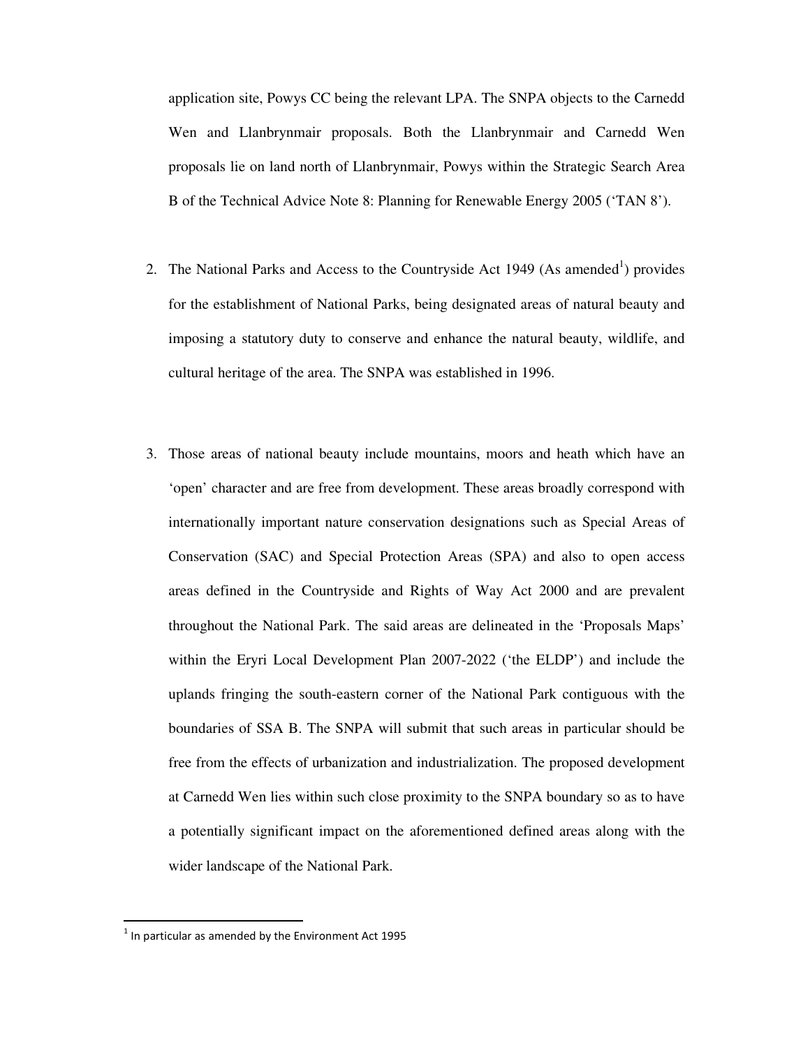application site, Powys CC being the relevant LPA. The SNPA objects to the Carnedd Wen and Llanbrynmair proposals. Both the Llanbrynmair and Carnedd Wen proposals lie on land north of Llanbrynmair, Powys within the Strategic Search Area B of the Technical Advice Note 8: Planning for Renewable Energy 2005 ('TAN 8').

2. The National Parks and Access to the Countryside Act 1949 (As amended[1]) provides for the establishment of National Parks, being designated areas of natural beauty and imposing a statutory duty to conserve and enhance the natural beauty, wildlife, and cultural heritage of the area. The SNPA was established in 1996.

3. Those areas of national beauty include mountains, moors and heath which have an 'open' character and are free from development. These areas broadly correspond with internationally important nature conservation designations such as Special Areas of Conservation (SAC) and Special Protection Areas (SPA) and also to open access areas defined in the Countryside and Rights of Way Act 2000 and are prevalent throughout the National Park. The said areas are delineated in the 'Proposals Maps' within the Eryri Local Development Plan 2007-2022 ('the ELDP') and include the uplands fringing the south-eastern corner of the National Park contiguous with the boundaries of SSA B. The SNPA will submit that such areas in particular should be free from the effects of urbanization and industrialization. The proposed development at Carnedd Wen lies within such close proximity to the SNPA boundary so as to have a potentially significant impact on the aforementioned defined areas along with the wider landscape of the National Park.

[1] In particular as amended by the Environment Act 1995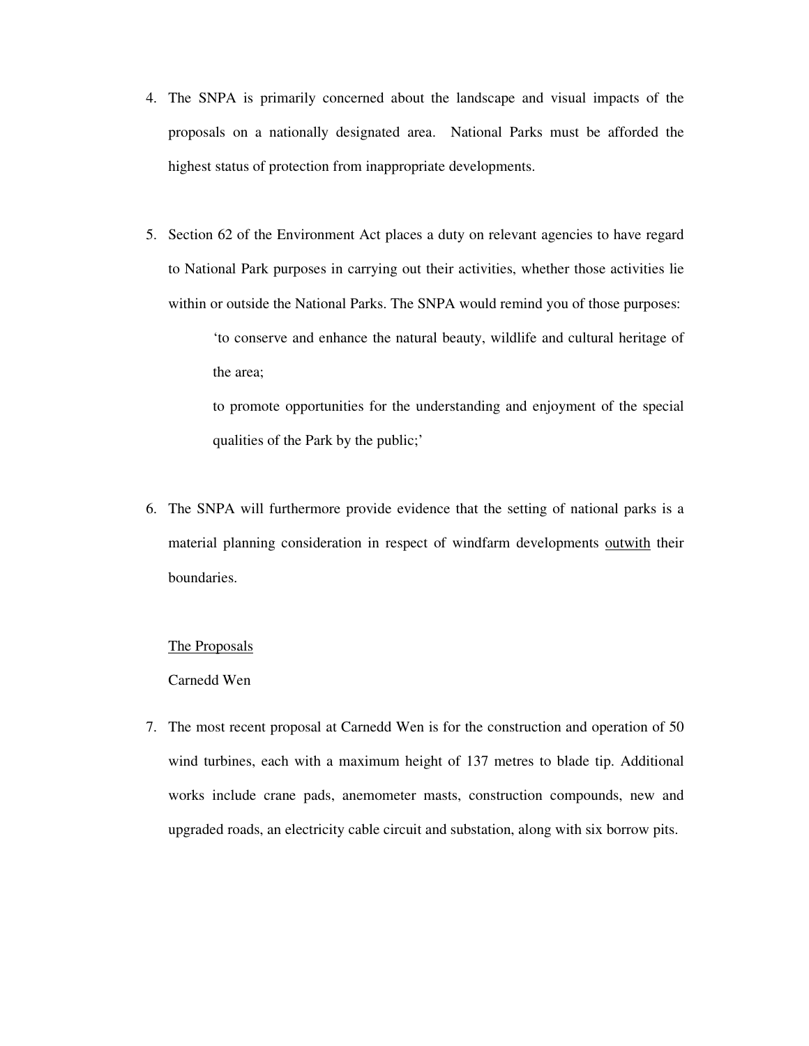4. The SNPA is primarily concerned about the landscape and visual impacts of the proposals on a nationally designated area. National Parks must be afforded the highest status of protection from inappropriate developments.

5. Section 62 of the Environment Act places a duty on relevant agencies to have regard to National Park purposes in carrying out their activities, whether those activities lie within or outside the National Parks. The SNPA would remind you of those purposes:

   > 'to conserve and enhance the natural beauty, wildlife and cultural heritage of the area;
   >
   > to promote opportunities for the understanding and enjoyment of the special qualities of the Park by the public;'

6. The SNPA will furthermore provide evidence that the setting of national parks is a material planning consideration in respect of windfarm developments <u>outwith</u> their boundaries.

<u>The Proposals</u>

Carnedd Wen

7. The most recent proposal at Carnedd Wen is for the construction and operation of 50 wind turbines, each with a maximum height of 137 metres to blade tip. Additional works include crane pads, anemometer masts, construction compounds, new and upgraded roads, an electricity cable circuit and substation, along with six borrow pits.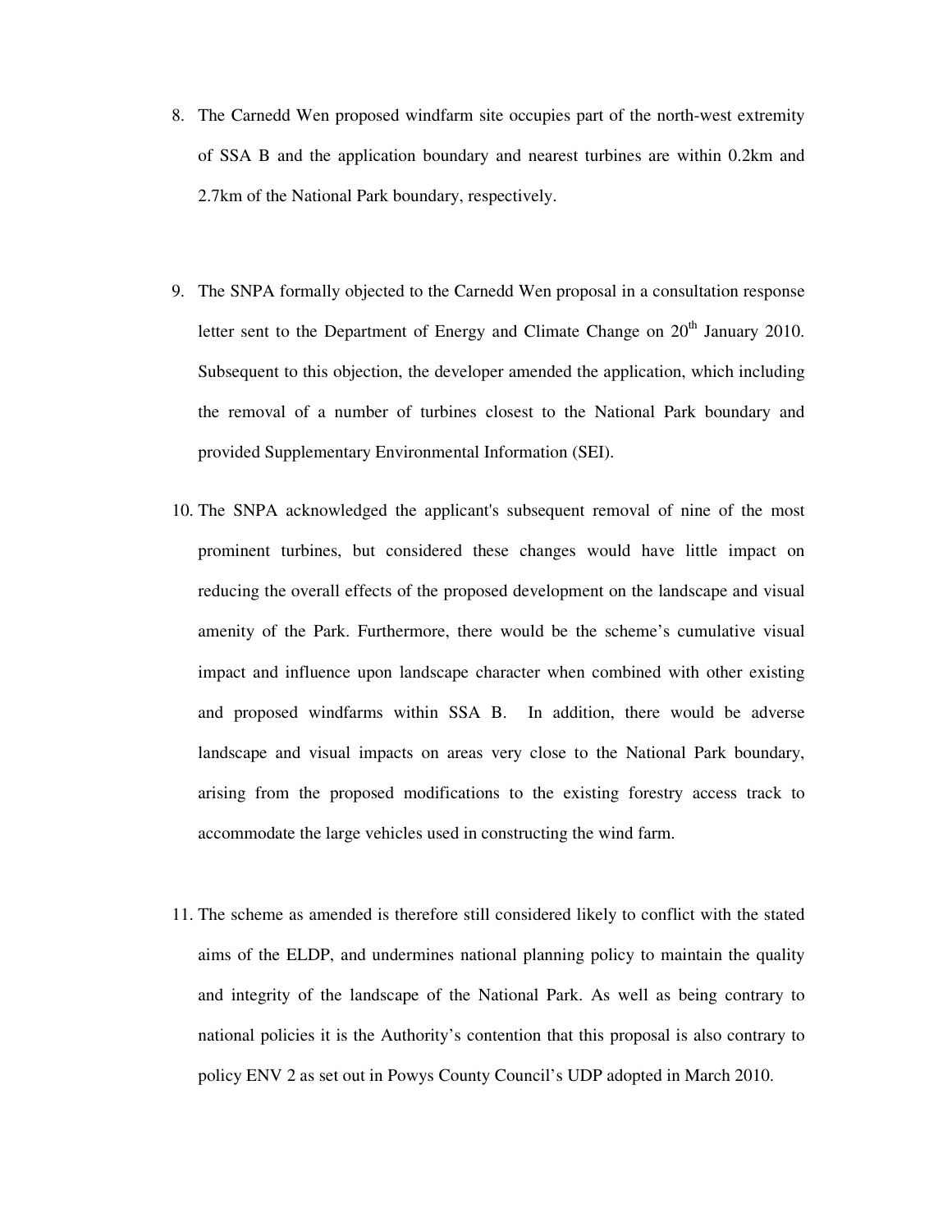8. The Carnedd Wen proposed windfarm site occupies part of the north-west extremity of SSA B and the application boundary and nearest turbines are within 0.2km and 2.7km of the National Park boundary, respectively.

9. The SNPA formally objected to the Carnedd Wen proposal in a consultation response letter sent to the Department of Energy and Climate Change on 20th January 2010. Subsequent to this objection, the developer amended the application, which including the removal of a number of turbines closest to the National Park boundary and provided Supplementary Environmental Information (SEI).

10. The SNPA acknowledged the applicant's subsequent removal of nine of the most prominent turbines, but considered these changes would have little impact on reducing the overall effects of the proposed development on the landscape and visual amenity of the Park. Furthermore, there would be the scheme's cumulative visual impact and influence upon landscape character when combined with other existing and proposed windfarms within SSA B. In addition, there would be adverse landscape and visual impacts on areas very close to the National Park boundary, arising from the proposed modifications to the existing forestry access track to accommodate the large vehicles used in constructing the wind farm.

11. The scheme as amended is therefore still considered likely to conflict with the stated aims of the ELDP, and undermines national planning policy to maintain the quality and integrity of the landscape of the National Park. As well as being contrary to national policies it is the Authority's contention that this proposal is also contrary to policy ENV 2 as set out in Powys County Council's UDP adopted in March 2010.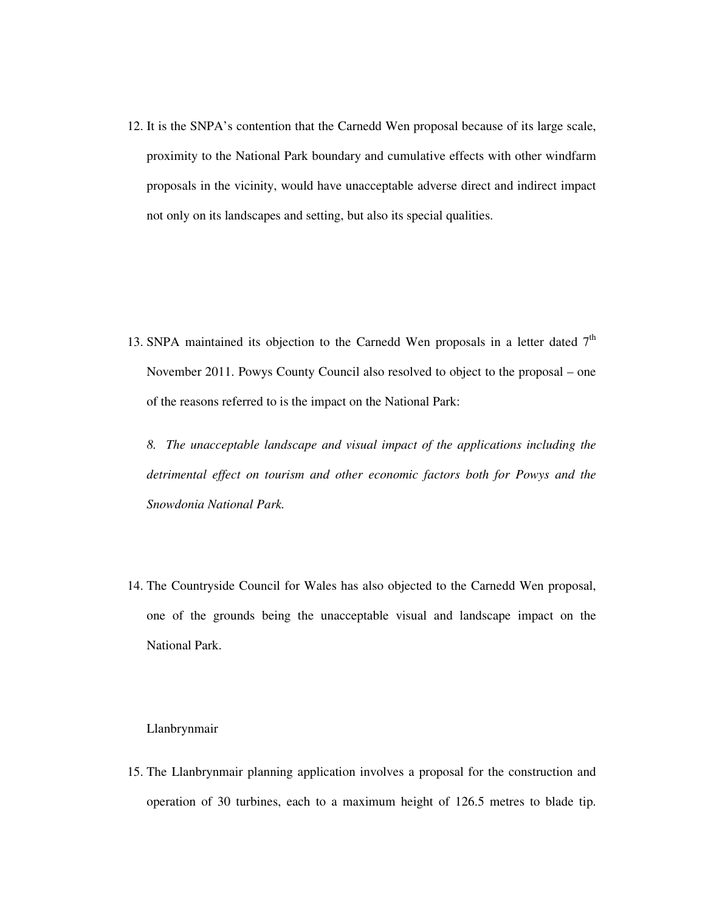12. It is the SNPA's contention that the Carnedd Wen proposal because of its large scale, proximity to the National Park boundary and cumulative effects with other windfarm proposals in the vicinity, would have unacceptable adverse direct and indirect impact not only on its landscapes and setting, but also its special qualities.

13. SNPA maintained its objection to the Carnedd Wen proposals in a letter dated 7th November 2011. Powys County Council also resolved to object to the proposal – one of the reasons referred to is the impact on the National Park:

    *8. The unacceptable landscape and visual impact of the applications including the detrimental effect on tourism and other economic factors both for Powys and the Snowdonia National Park.*

14. The Countryside Council for Wales has also objected to the Carnedd Wen proposal, one of the grounds being the unacceptable visual and landscape impact on the National Park.

Llanbrynmair

15. The Llanbrynmair planning application involves a proposal for the construction and operation of 30 turbines, each to a maximum height of 126.5 metres to blade tip.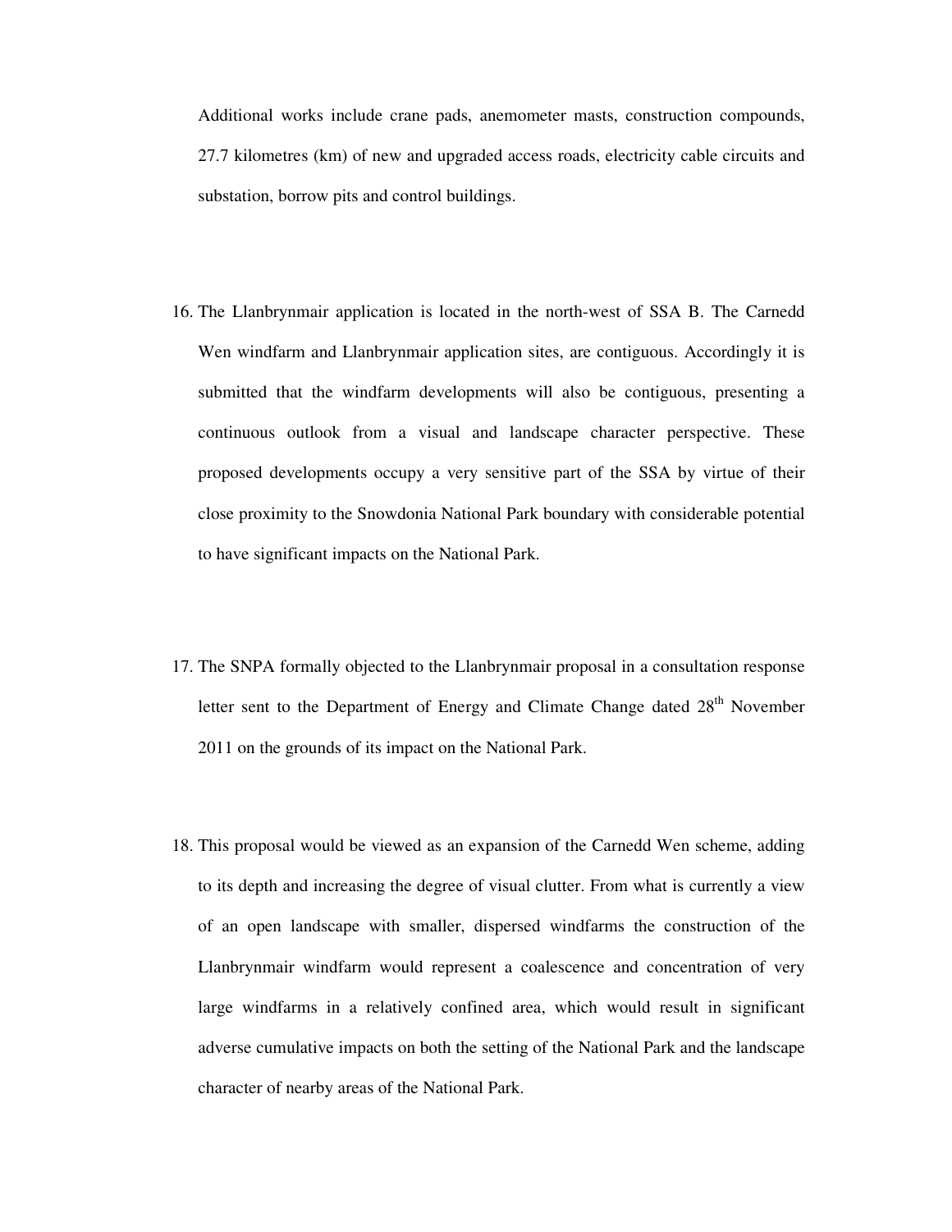Additional works include crane pads, anemometer masts, construction compounds, 27.7 kilometres (km) of new and upgraded access roads, electricity cable circuits and substation, borrow pits and control buildings.

16. The Llanbrynmair application is located in the north-west of SSA B. The Carnedd Wen windfarm and Llanbrynmair application sites, are contiguous. Accordingly it is submitted that the windfarm developments will also be contiguous, presenting a continuous outlook from a visual and landscape character perspective. These proposed developments occupy a very sensitive part of the SSA by virtue of their close proximity to the Snowdonia National Park boundary with considerable potential to have significant impacts on the National Park.

17. The SNPA formally objected to the Llanbrynmair proposal in a consultation response letter sent to the Department of Energy and Climate Change dated 28th November 2011 on the grounds of its impact on the National Park.

18. This proposal would be viewed as an expansion of the Carnedd Wen scheme, adding to its depth and increasing the degree of visual clutter. From what is currently a view of an open landscape with smaller, dispersed windfarms the construction of the Llanbrynmair windfarm would represent a coalescence and concentration of very large windfarms in a relatively confined area, which would result in significant adverse cumulative impacts on both the setting of the National Park and the landscape character of nearby areas of the National Park.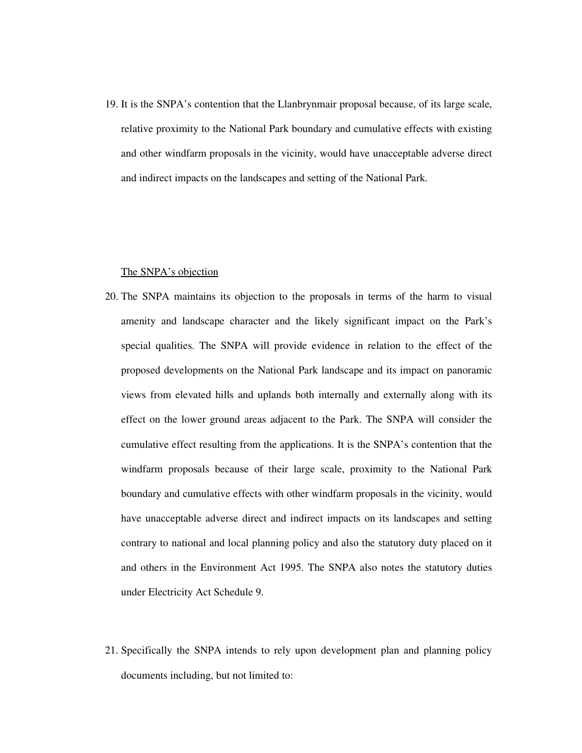19. It is the SNPA's contention that the Llanbrynmair proposal because, of its large scale, relative proximity to the National Park boundary and cumulative effects with existing and other windfarm proposals in the vicinity, would have unacceptable adverse direct and indirect impacts on the landscapes and setting of the National Park.

<u>The SNPA's objection</u>

20. The SNPA maintains its objection to the proposals in terms of the harm to visual amenity and landscape character and the likely significant impact on the Park's special qualities. The SNPA will provide evidence in relation to the effect of the proposed developments on the National Park landscape and its impact on panoramic views from elevated hills and uplands both internally and externally along with its effect on the lower ground areas adjacent to the Park. The SNPA will consider the cumulative effect resulting from the applications. It is the SNPA's contention that the windfarm proposals because of their large scale, proximity to the National Park boundary and cumulative effects with other windfarm proposals in the vicinity, would have unacceptable adverse direct and indirect impacts on its landscapes and setting contrary to national and local planning policy and also the statutory duty placed on it and others in the Environment Act 1995. The SNPA also notes the statutory duties under Electricity Act Schedule 9.

21. Specifically the SNPA intends to rely upon development plan and planning policy documents including, but not limited to: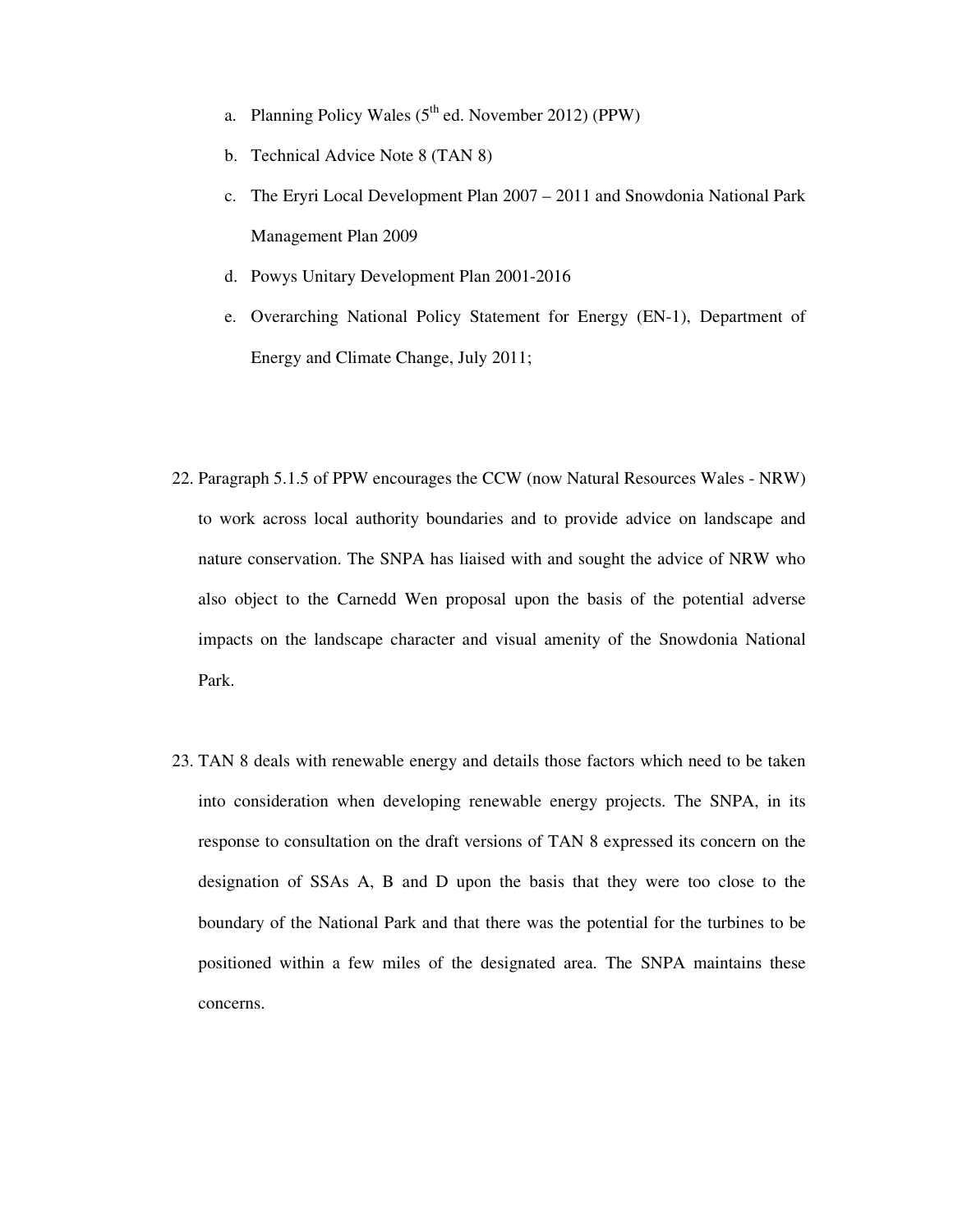a. Planning Policy Wales (5th ed. November 2012) (PPW)

b. Technical Advice Note 8 (TAN 8)

c. The Eryri Local Development Plan 2007 – 2011 and Snowdonia National Park Management Plan 2009

d. Powys Unitary Development Plan 2001-2016

e. Overarching National Policy Statement for Energy (EN-1), Department of Energy and Climate Change, July 2011;

22. Paragraph 5.1.5 of PPW encourages the CCW (now Natural Resources Wales - NRW) to work across local authority boundaries and to provide advice on landscape and nature conservation. The SNPA has liaised with and sought the advice of NRW who also object to the Carnedd Wen proposal upon the basis of the potential adverse impacts on the landscape character and visual amenity of the Snowdonia National Park.

23. TAN 8 deals with renewable energy and details those factors which need to be taken into consideration when developing renewable energy projects. The SNPA, in its response to consultation on the draft versions of TAN 8 expressed its concern on the designation of SSAs A, B and D upon the basis that they were too close to the boundary of the National Park and that there was the potential for the turbines to be positioned within a few miles of the designated area. The SNPA maintains these concerns.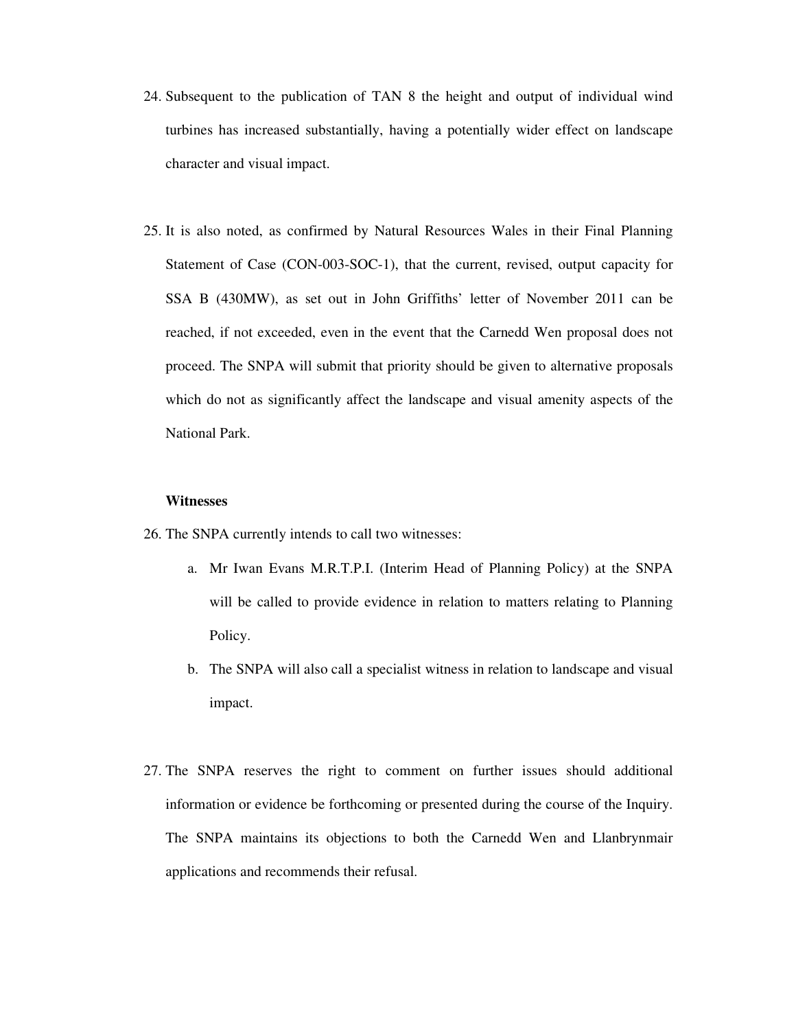24. Subsequent to the publication of TAN 8 the height and output of individual wind turbines has increased substantially, having a potentially wider effect on landscape character and visual impact.

25. It is also noted, as confirmed by Natural Resources Wales in their Final Planning Statement of Case (CON-003-SOC-1), that the current, revised, output capacity for SSA B (430MW), as set out in John Griffiths' letter of November 2011 can be reached, if not exceeded, even in the event that the Carnedd Wen proposal does not proceed. The SNPA will submit that priority should be given to alternative proposals which do not as significantly affect the landscape and visual amenity aspects of the National Park.

**Witnesses**

26. The SNPA currently intends to call two witnesses:

    a. Mr Iwan Evans M.R.T.P.I. (Interim Head of Planning Policy) at the SNPA will be called to provide evidence in relation to matters relating to Planning Policy.

    b. The SNPA will also call a specialist witness in relation to landscape and visual impact.

27. The SNPA reserves the right to comment on further issues should additional information or evidence be forthcoming or presented during the course of the Inquiry. The SNPA maintains its objections to both the Carnedd Wen and Llanbrynmair applications and recommends their refusal.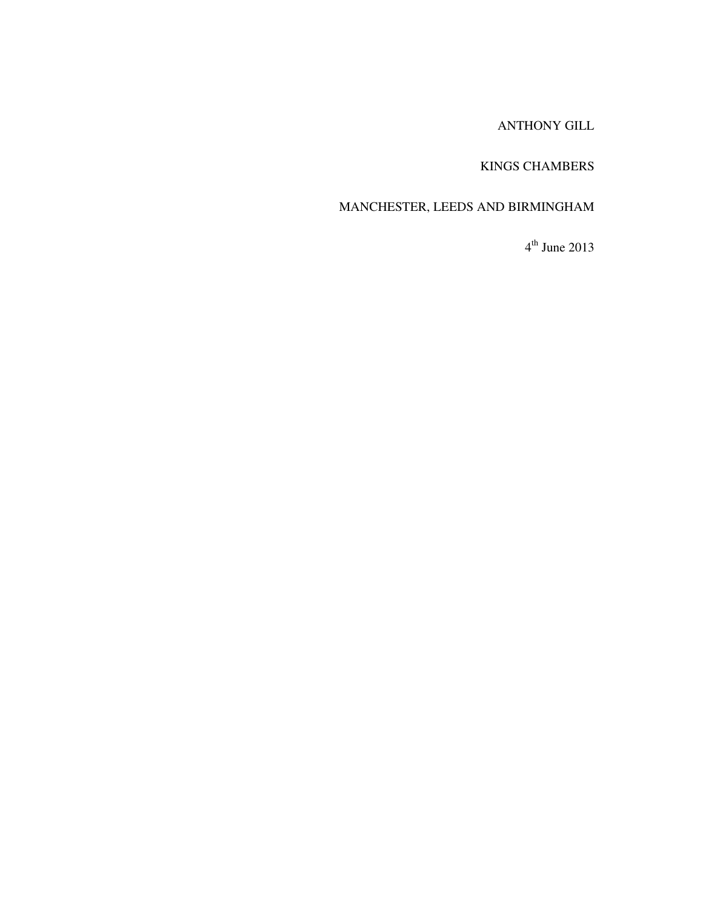ANTHONY GILL

KINGS CHAMBERS

MANCHESTER, LEEDS AND BIRMINGHAM

4th June 2013